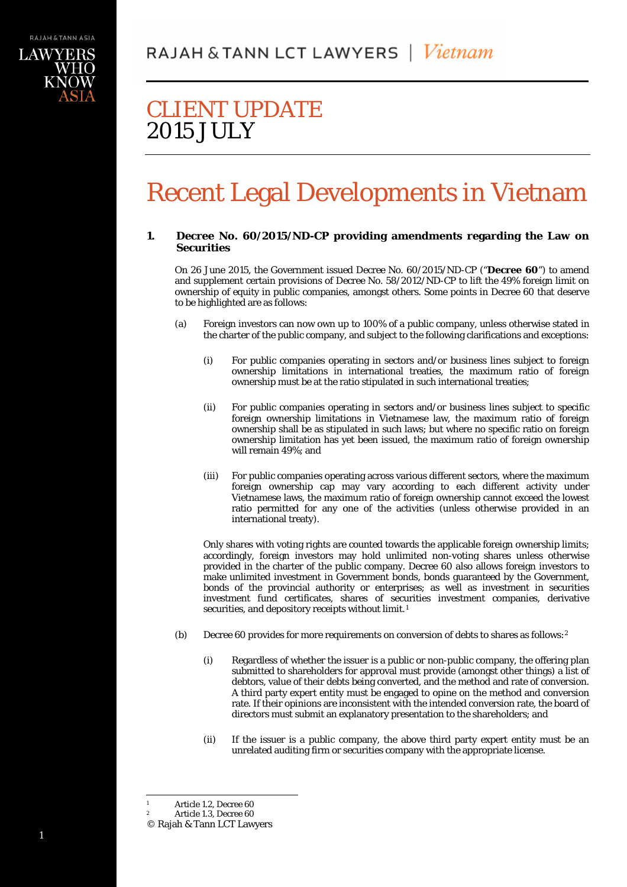RAJAH & TANN LCT LAWYERS | *Vietnam*

# CLIENT UPDATE
# 2015 JULY

# Recent Legal Developments in Vietnam

## 1. Decree No. 60/2015/ND-CP providing amendments regarding the Law on Securities

On 26 June 2015, the Government issued Decree No. 60/2015/ND-CP ("**Decree 60**") to amend and supplement certain provisions of Decree No. 58/2012/ND-CP to lift the 49% foreign limit on ownership of equity in public companies, amongst others. Some points in Decree 60 that deserve to be highlighted are as follows:

(a) Foreign investors can now own up to 100% of a public company, unless otherwise stated in the charter of the public company, and subject to the following clarifications and exceptions:

(i) For public companies operating in sectors and/or business lines subject to foreign ownership limitations in international treaties, the maximum ratio of foreign ownership must be at the ratio stipulated in such international treaties;

(ii) For public companies operating in sectors and/or business lines subject to specific foreign ownership limitations in Vietnamese law, the maximum ratio of foreign ownership shall be as stipulated in such laws; but where no specific ratio on foreign ownership limitation has yet been issued, the maximum ratio of foreign ownership will remain 49%; and

(iii) For public companies operating across various different sectors, where the maximum foreign ownership cap may vary according to each different activity under Vietnamese laws, the maximum ratio of foreign ownership cannot exceed the lowest ratio permitted for any one of the activities (unless otherwise provided in an international treaty).

Only shares with voting rights are counted towards the applicable foreign ownership limits; accordingly, foreign investors may hold unlimited non-voting shares unless otherwise provided in the charter of the public company. Decree 60 also allows foreign investors to make unlimited investment in Government bonds, bonds guaranteed by the Government, bonds of the provincial authority or enterprises; as well as investment in securities investment fund certificates, shares of securities investment companies, derivative securities, and depository receipts without limit.[1]

(b) Decree 60 provides for more requirements on conversion of debts to shares as follows:[2]

(i) Regardless of whether the issuer is a public or non-public company, the offering plan submitted to shareholders for approval must provide (amongst other things) a list of debtors, value of their debts being converted, and the method and rate of conversion. A third party expert entity must be engaged to opine on the method and conversion rate. If their opinions are inconsistent with the intended conversion rate, the board of directors must submit an explanatory presentation to the shareholders; and

(ii) If the issuer is a public company, the above third party expert entity must be an unrelated auditing firm or securities company with the appropriate license.

---

[1] Article 1.2, Decree 60

[2] Article 1.3, Decree 60

© Rajah & Tann LCT Lawyers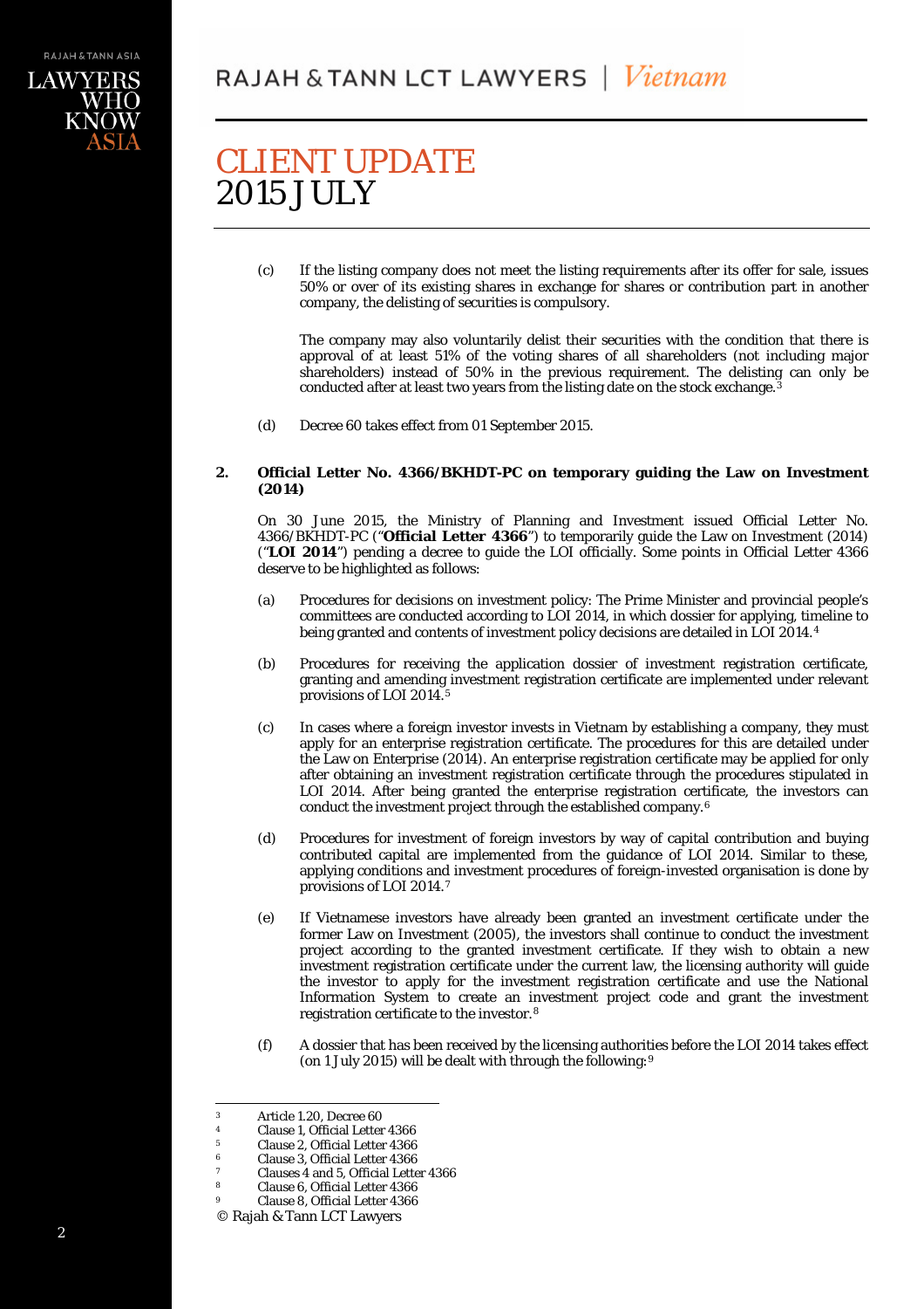(c) If the listing company does not meet the listing requirements after its offer for sale, issues 50% or over of its existing shares in exchange for shares or contribution part in another company, the delisting of securities is compulsory.

The company may also voluntarily delist their securities with the condition that there is approval of at least 51% of the voting shares of all shareholders (not including major shareholders) instead of 50% in the previous requirement. The delisting can only be conducted after at least two years from the listing date on the stock exchange.[3]

(d) Decree 60 takes effect from 01 September 2015.

**2. Official Letter No. 4366/BKHDT-PC on temporary guiding the Law on Investment (2014)**

On 30 June 2015, the Ministry of Planning and Investment issued Official Letter No. 4366/BKHDT-PC ("**Official Letter 4366**") to temporarily guide the Law on Investment (2014) ("**LOI 2014**") pending a decree to guide the LOI officially. Some points in Official Letter 4366 deserve to be highlighted as follows:

(a) Procedures for decisions on investment policy: The Prime Minister and provincial people's committees are conducted according to LOI 2014, in which dossier for applying, timeline to being granted and contents of investment policy decisions are detailed in LOI 2014.[4]

(b) Procedures for receiving the application dossier of investment registration certificate, granting and amending investment registration certificate are implemented under relevant provisions of LOI 2014.[5]

(c) In cases where a foreign investor invests in Vietnam by establishing a company, they must apply for an enterprise registration certificate. The procedures for this are detailed under the Law on Enterprise (2014). An enterprise registration certificate may be applied for only after obtaining an investment registration certificate through the procedures stipulated in LOI 2014. After being granted the enterprise registration certificate, the investors can conduct the investment project through the established company.[6]

(d) Procedures for investment of foreign investors by way of capital contribution and buying contributed capital are implemented from the guidance of LOI 2014. Similar to these, applying conditions and investment procedures of foreign-invested organisation is done by provisions of LOI 2014.[7]

(e) If Vietnamese investors have already been granted an investment certificate under the former Law on Investment (2005), the investors shall continue to conduct the investment project according to the granted investment certificate. If they wish to obtain a new investment registration certificate under the current law, the licensing authority will guide the investor to apply for the investment registration certificate and use the National Information System to create an investment project code and grant the investment registration certificate to the investor.[8]

(f) A dossier that has been received by the licensing authorities before the LOI 2014 takes effect (on 1 July 2015) will be dealt with through the following:[9]

---

[3] Article 1.20, Decree 60
[4] Clause 1, Official Letter 4366
[5] Clause 2, Official Letter 4366
[6] Clause 3, Official Letter 4366
[7] Clauses 4 and 5, Official Letter 4366
[8] Clause 6, Official Letter 4366
[9] Clause 8, Official Letter 4366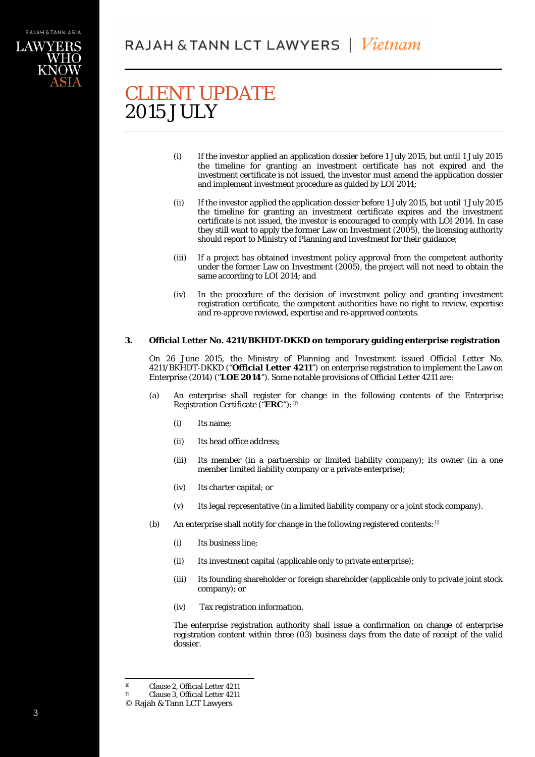(i) If the investor applied an application dossier before 1 July 2015, but until 1 July 2015 the timeline for granting an investment certificate has not expired and the investment certificate is not issued, the investor must amend the application dossier and implement investment procedure as guided by LOI 2014;

(ii) If the investor applied the application dossier before 1 July 2015, but until 1 July 2015 the timeline for granting an investment certificate expires and the investment certificate is not issued, the investor is encouraged to comply with LOI 2014. In case they still want to apply the former Law on Investment (2005), the licensing authority should report to Ministry of Planning and Investment for their guidance;

(iii) If a project has obtained investment policy approval from the competent authority under the former Law on Investment (2005), the project will not need to obtain the same according to LOI 2014; and

(iv) In the procedure of the decision of investment policy and granting investment registration certificate, the competent authorities have no right to review, expertise and re-approve reviewed, expertise and re-approved contents.

### 3. Official Letter No. 4211/BKHDT-DKKD on temporary guiding enterprise registration

On 26 June 2015, the Ministry of Planning and Investment issued Official Letter No. 4211/BKHDT-DKKD ("**Official Letter 4211**") on enterprise registration to implement the Law on Enterprise (2014) ("**LOE 2014**"). Some notable provisions of Official Letter 4211 are:

(a) An enterprise shall register for change in the following contents of the Enterprise Registration Certificate ("**ERC**"):[10]

(i) Its name;

(ii) Its head office address;

(iii) Its member (in a partnership or limited liability company); its owner (in a one member limited liability company or a private enterprise);

(iv) Its charter capital; or

(v) Its legal representative (in a limited liability company or a joint stock company).

(b) An enterprise shall notify for change in the following registered contents:[11]

(i) Its business line;

(ii) Its investment capital (applicable only to private enterprise);

(iii) Its founding shareholder or foreign shareholder (applicable only to private joint stock company); or

(iv) Tax registration information.

The enterprise registration authority shall issue a confirmation on change of enterprise registration content within three (03) business days from the date of receipt of the valid dossier.

---

[10] Clause 2, Official Letter 4211

[11] Clause 3, Official Letter 4211

© Rajah & Tann LCT Lawyers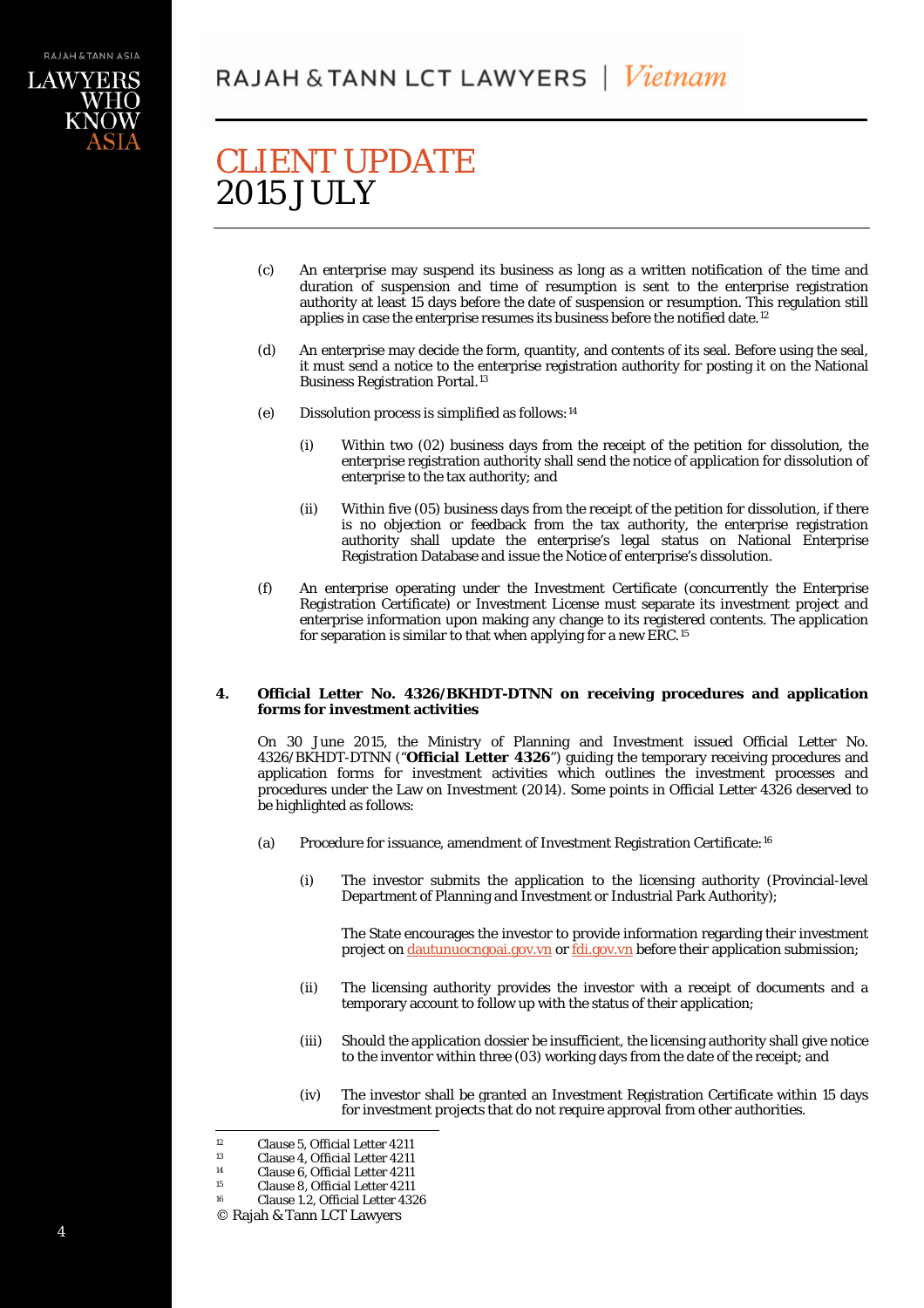(c) An enterprise may suspend its business as long as a written notification of the time and duration of suspension and time of resumption is sent to the enterprise registration authority at least 15 days before the date of suspension or resumption. This regulation still applies in case the enterprise resumes its business before the notified date.[12]

(d) An enterprise may decide the form, quantity, and contents of its seal. Before using the seal, it must send a notice to the enterprise registration authority for posting it on the National Business Registration Portal.[13]

(e) Dissolution process is simplified as follows:[14]

    (i) Within two (02) business days from the receipt of the petition for dissolution, the enterprise registration authority shall send the notice of application for dissolution of enterprise to the tax authority; and

    (ii) Within five (05) business days from the receipt of the petition for dissolution, if there is no objection or feedback from the tax authority, the enterprise registration authority shall update the enterprise's legal status on National Enterprise Registration Database and issue the Notice of enterprise's dissolution.

(f) An enterprise operating under the Investment Certificate (concurrently the Enterprise Registration Certificate) or Investment License must separate its investment project and enterprise information upon making any change to its registered contents. The application for separation is similar to that when applying for a new ERC.[15]

## 4. Official Letter No. 4326/BKHDT-DTNN on receiving procedures and application forms for investment activities

On 30 June 2015, the Ministry of Planning and Investment issued Official Letter No. 4326/BKHDT-DTNN ("**Official Letter 4326**") guiding the temporary receiving procedures and application forms for investment activities which outlines the investment processes and procedures under the Law on Investment (2014). Some points in Official Letter 4326 deserved to be highlighted as follows:

(a) Procedure for issuance, amendment of Investment Registration Certificate:[16]

    (i) The investor submits the application to the licensing authority (Provincial-level Department of Planning and Investment or Industrial Park Authority);

    The State encourages the investor to provide information regarding their investment project on dautunuocngoai.gov.vn or fdi.gov.vn before their application submission;

    (ii) The licensing authority provides the investor with a receipt of documents and a temporary account to follow up with the status of their application;

    (iii) Should the application dossier be insufficient, the licensing authority shall give notice to the inventor within three (03) working days from the date of the receipt; and

    (iv) The investor shall be granted an Investment Registration Certificate within 15 days for investment projects that do not require approval from other authorities.

---

[12] Clause 5, Official Letter 4211
[13] Clause 4, Official Letter 4211
[14] Clause 6, Official Letter 4211
[15] Clause 8, Official Letter 4211
[16] Clause 1.2, Official Letter 4326

© Rajah & Tann LCT Lawyers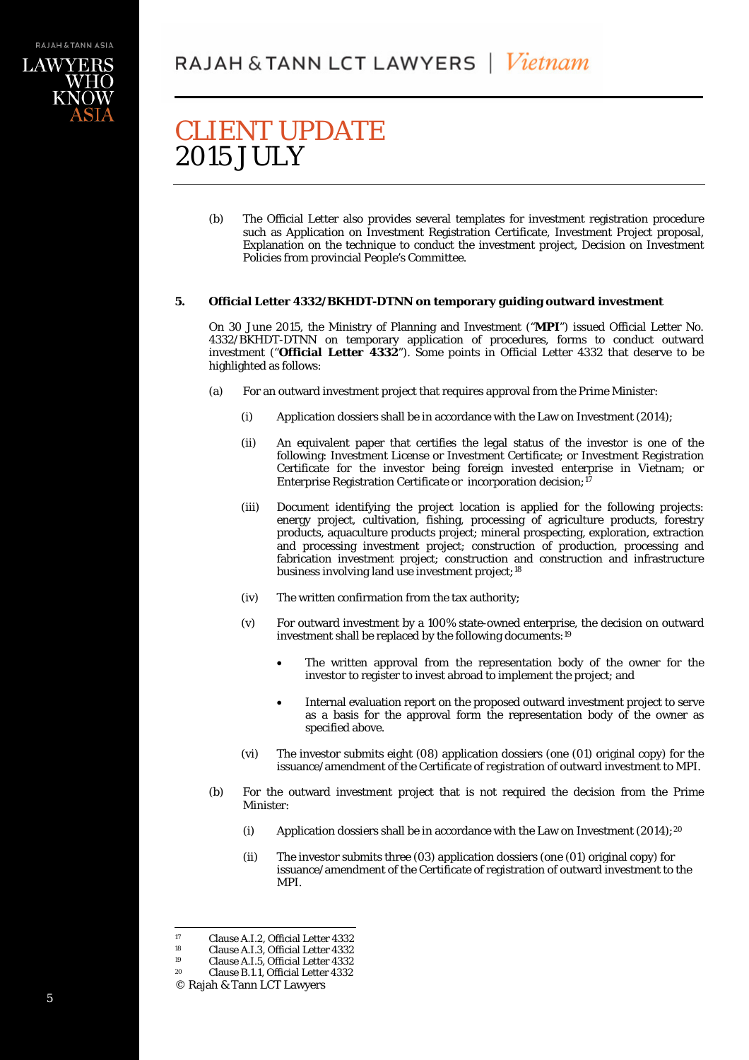(b) The Official Letter also provides several templates for investment registration procedure such as Application on Investment Registration Certificate, Investment Project proposal, Explanation on the technique to conduct the investment project, Decision on Investment Policies from provincial People's Committee.

**5. Official Letter 4332/BKHDT-DTNN on temporary guiding outward investment**

On 30 June 2015, the Ministry of Planning and Investment ("**MPI**") issued Official Letter No. 4332/BKHDT-DTNN on temporary application of procedures, forms to conduct outward investment ("**Official Letter 4332**"). Some points in Official Letter 4332 that deserve to be highlighted as follows:

(a) For an outward investment project that requires approval from the Prime Minister:

(i) Application dossiers shall be in accordance with the Law on Investment (2014);

(ii) An equivalent paper that certifies the legal status of the investor is one of the following: Investment License or Investment Certificate; or Investment Registration Certificate for the investor being foreign invested enterprise in Vietnam; or Enterprise Registration Certificate or incorporation decision;[17]

(iii) Document identifying the project location is applied for the following projects: energy project, cultivation, fishing, processing of agriculture products, forestry products, aquaculture products project; mineral prospecting, exploration, extraction and processing investment project; construction of production, processing and fabrication investment project; construction and construction and infrastructure business involving land use investment project;[18]

(iv) The written confirmation from the tax authority;

(v) For outward investment by a 100% state-owned enterprise, the decision on outward investment shall be replaced by the following documents:[19]

- The written approval from the representation body of the owner for the investor to register to invest abroad to implement the project; and
- Internal evaluation report on the proposed outward investment project to serve as a basis for the approval form the representation body of the owner as specified above.

(vi) The investor submits eight (08) application dossiers (one (01) original copy) for the issuance/amendment of the Certificate of registration of outward investment to MPI.

(b) For the outward investment project that is not required the decision from the Prime Minister:

(i) Application dossiers shall be in accordance with the Law on Investment (2014);[20]

(ii) The investor submits three (03) application dossiers (one (01) original copy) for issuance/amendment of the Certificate of registration of outward investment to the MPI.

---

[17] Clause A.I.2, Official Letter 4332
[18] Clause A.I.3, Official Letter 4332
[19] Clause A.I.5, Official Letter 4332
[20] Clause B.1.1, Official Letter 4332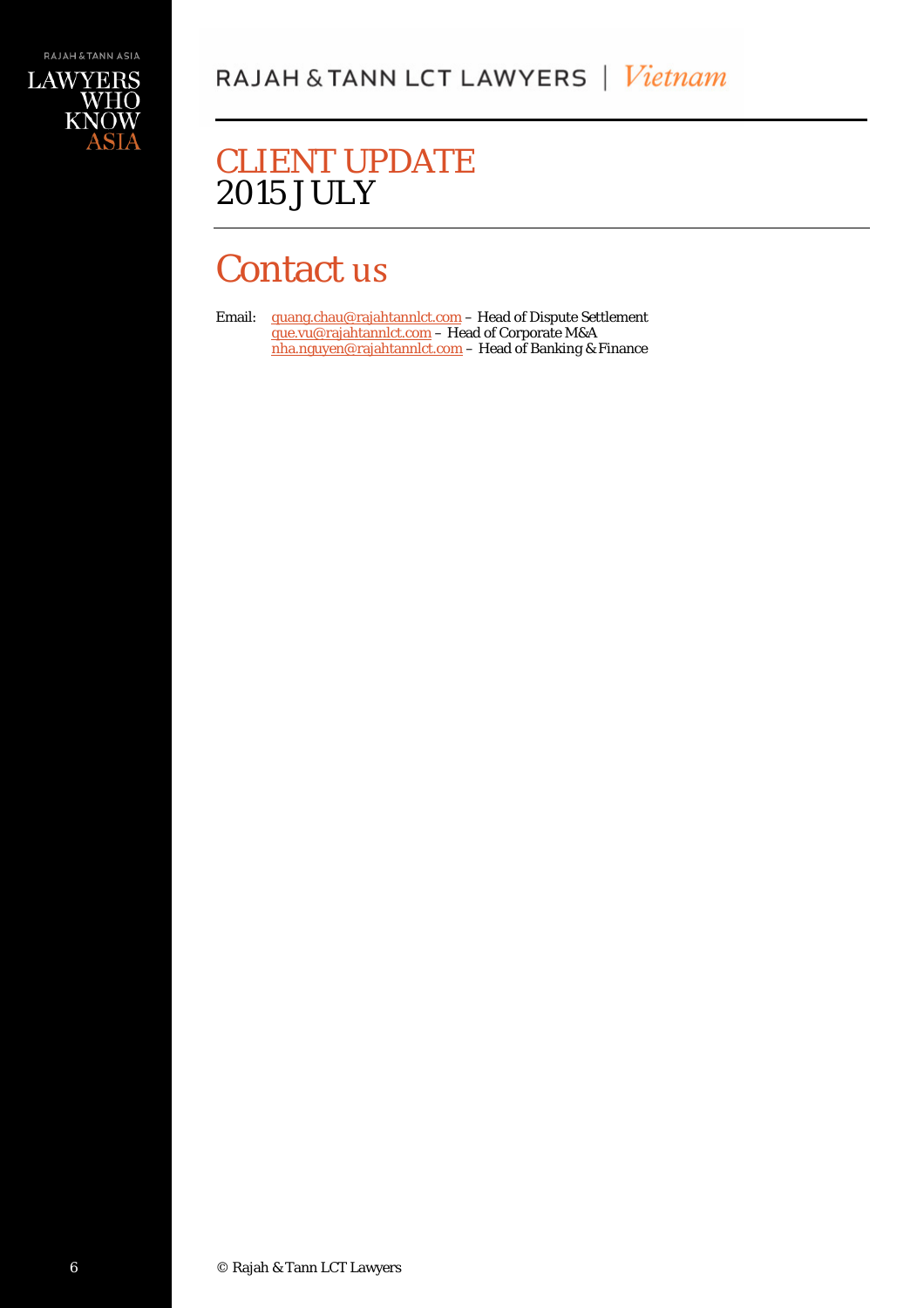# CLIENT UPDATE
# 2015 JULY

## Contact us

Email: quang.chau@rajahtannlct.com – Head of Dispute Settlement
que.vu@rajahtannlct.com – Head of Corporate M&A
nha.nguyen@rajahtannlct.com – Head of Banking & Finance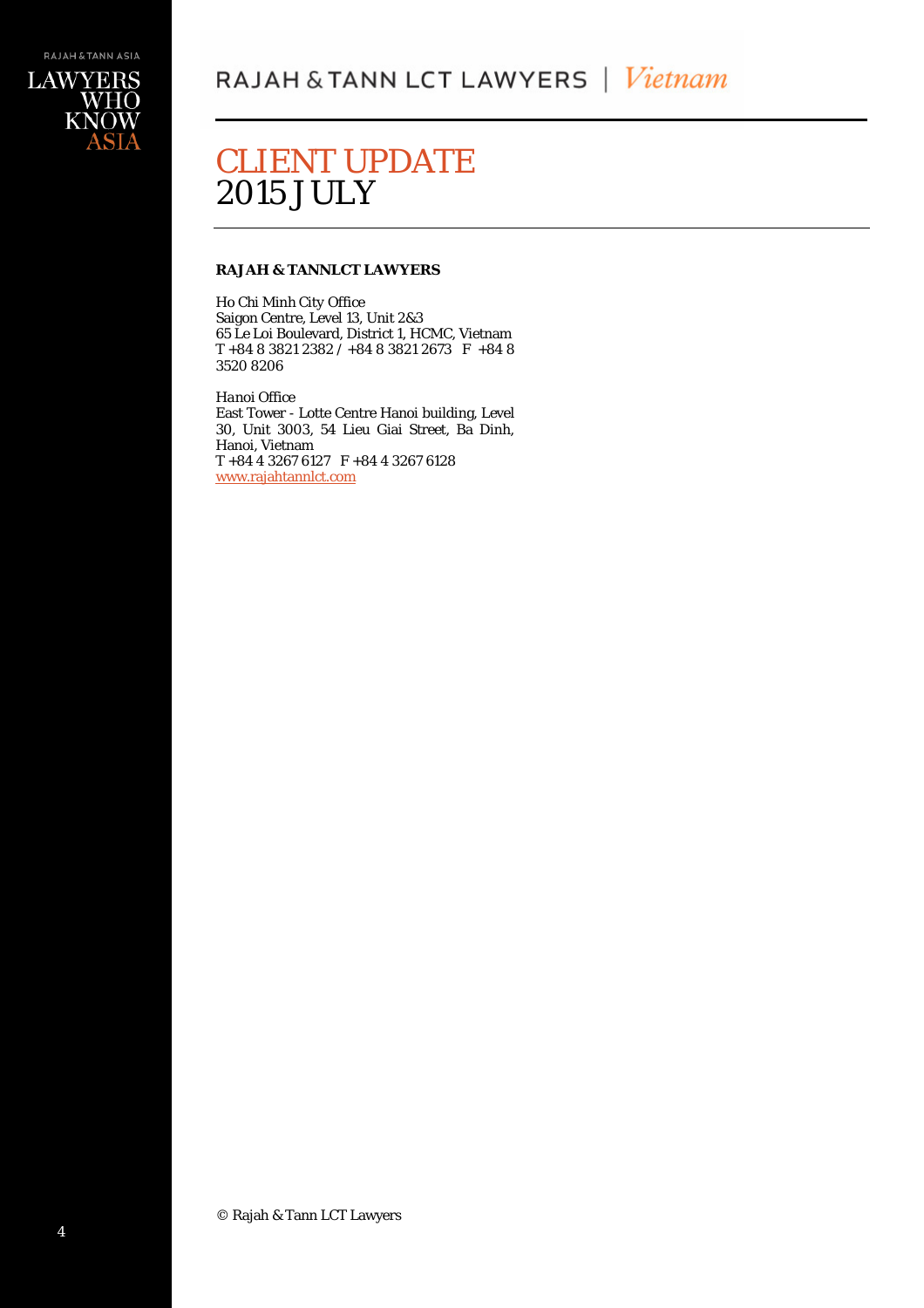**RAJAH & TANNLCT LAWYERS**

Ho Chi Minh City Office
Saigon Centre, Level 13, Unit 2&3
65 Le Loi Boulevard, District 1, HCMC, Vietnam
T +84 8 3821 2382 / +84 8 3821 2673 F +84 8 3520 8206

*Hanoi Office*
East Tower - Lotte Centre Hanoi building, Level 30, Unit 3003, 54 Lieu Giai Street, Ba Dinh, Hanoi, Vietnam
T +84 4 3267 6127 F +84 4 3267 6128
www.rajahtannlct.com

© Rajah & Tann LCT Lawyers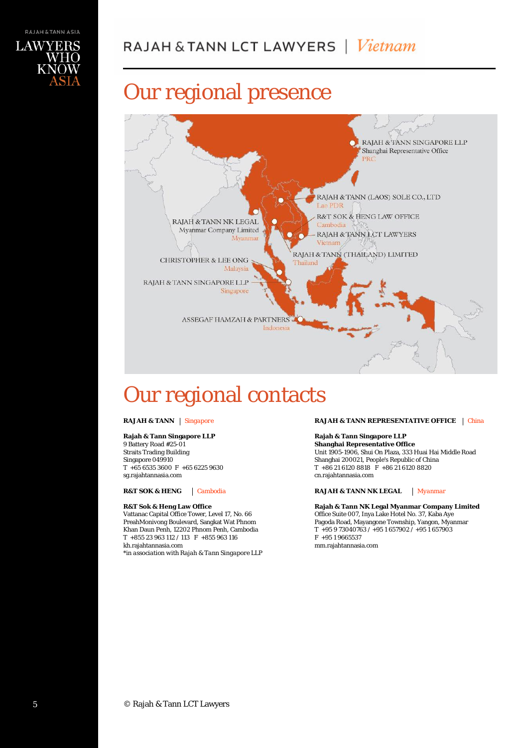# Our regional presence

RAJAH & TANN SINGAPORE LLP
Shanghai Representative Office
PRC

RAJAH & TANN (LAOS) SOLE CO., LTD
Lao PDR

R&T SOK & HENG LAW OFFICE
Cambodia

RAJAH & TANN LCT LAWYERS
Vietnam

RAJAH & TANN (THAILAND) LIMITED
Thailand

RAJAH & TANN NK LEGAL
Myanmar Company Limited
Myanmar

CHRISTOPHER & LEE ONG
Malaysia

RAJAH & TANN SINGAPORE LLP
Singapore

ASSEGAF HAMZAH & PARTNERS
Indonesia

# Our regional contacts

**RAJAH & TANN** | Singapore

**Rajah & Tann Singapore LLP**
9 Battery Road #25-01
Straits Trading Building
Singapore 049910
T +65 6535 3600 F +65 6225 9630
sg.rajahtannasia.com

**R&T SOK & HENG** | Cambodia

**R&T Sok & Heng Law Office**
Vattanac Capital Office Tower, Level 17, No. 66
PreahMonivong Boulevard, Sangkat Wat Phnom
Khan Daun Penh, 12202 Phnom Penh, Cambodia
T +855 23 963 112 / 113 F +855 963 116
kh.rajahtannasia.com
*in association with Rajah & Tann Singapore LLP

**RAJAH & TANN REPRESENTATIVE OFFICE** | China

**Rajah & Tann Singapore LLP**
**Shanghai Representative Office**
Unit 1905-1906, Shui On Plaza, 333 Huai Hai Middle Road
Shanghai 200021, People's Republic of China
T +86 21 6120 8818 F +86 21 6120 8820
cn.rajahtannasia.com

**RAJAH & TANN NK LEGAL** | Myanmar

**Rajah & Tann NK Legal Myanmar Company Limited**
Office Suite 007, Inya Lake Hotel No. 37, Kaba Aye
Pagoda Road, Mayangone Township, Yangon, Myanmar
T +95 9 73040763 / +95 1 657902 / +95 1 657903
F +95 1 9665537
mm.rajahtannasia.com

© Rajah & Tann LCT Lawyers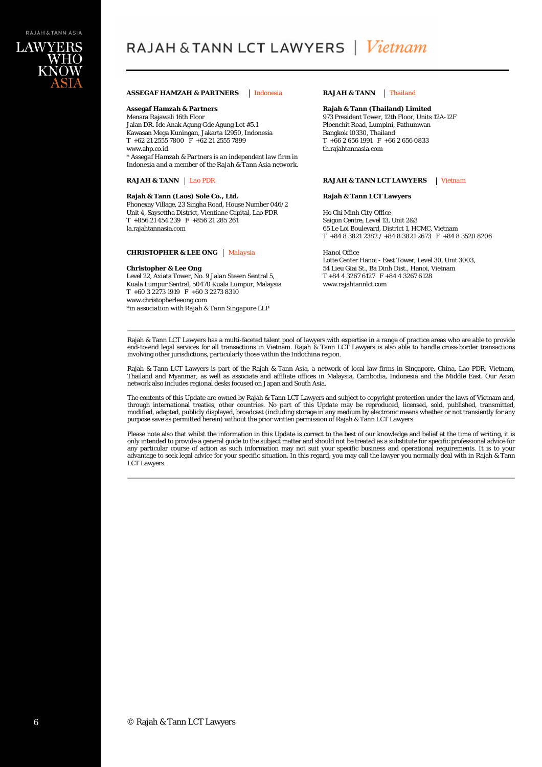**ASSEGAF HAMZAH & PARTNERS** | Indonesia

**Assegaf Hamzah & Partners**
Menara Rajawali 16th Floor
Jalan DR. Ide Anak Agung Gde Agung Lot #5.1
Kawasan Mega Kuningan, Jakarta 12950, Indonesia
T +62 21 2555 7800 F +62 21 2555 7899
www.ahp.co.id
*\* Assegaf Hamzah & Partners is an independent law firm in Indonesia and a member of the Rajah & Tann Asia network.*

**RAJAH & TANN** | Lao PDR

**Rajah & Tann (Laos) Sole Co., Ltd.**
Phonexay Village, 23 Singha Road, House Number 046/2
Unit 4, Saysettha District, Vientiane Capital, Lao PDR
T +856 21 454 239 F +856 21 285 261
la.rajahtannasia.com

**CHRISTOPHER & LEE ONG** | Malaysia

**Christopher & Lee Ong**
Level 22, Axiata Tower, No. 9 Jalan Stesen Sentral 5,
Kuala Lumpur Sentral, 50470 Kuala Lumpur, Malaysia
T +60 3 2273 1919 F +60 3 2273 8310
www.christopherleeong.com
*\*in association with Rajah & Tann Singapore LLP*

**RAJAH & TANN** | Thailand

**Rajah & Tann (Thailand) Limited**
973 President Tower, 12th Floor, Units 12A-12F
Ploenchit Road, Lumpini, Pathumwan
Bangkok 10330, Thailand
T +66 2 656 1991 F +66 2 656 0833
th.rajahtannasia.com

**RAJAH & TANN LCT LAWYERS** | Vietnam

**Rajah & Tann LCT Lawyers**

Ho Chi Minh City Office
Saigon Centre, Level 13, Unit 2&3
65 Le Loi Boulevard, District 1, HCMC, Vietnam
T +84 8 3821 2382 / +84 8 3821 2673 F +84 8 3520 8206

Hanoi Office
Lotte Center Hanoi - East Tower, Level 30, Unit 3003,
54 Lieu Giai St., Ba Dinh Dist., Hanoi, Vietnam
T +84 4 3267 6127 F +84 4 3267 6128
www.rajahtannlct.com

---

Rajah & Tann LCT Lawyers has a multi-faceted talent pool of lawyers with expertise in a range of practice areas who are able to provide end-to-end legal services for all transactions in Vietnam. Rajah & Tann LCT Lawyers is also able to handle cross-border transactions involving other jurisdictions, particularly those within the Indochina region.

Rajah & Tann LCT Lawyers is part of the Rajah & Tann Asia, a network of local law firms in Singapore, China, Lao PDR, Vietnam, Thailand and Myanmar, as well as associate and affiliate offices in Malaysia, Cambodia, Indonesia and the Middle East. Our Asian network also includes regional desks focused on Japan and South Asia.

The contents of this Update are owned by Rajah & Tann LCT Lawyers and subject to copyright protection under the laws of Vietnam and, through international treaties, other countries. No part of this Update may be reproduced, licensed, sold, published, transmitted, modified, adapted, publicly displayed, broadcast (including storage in any medium by electronic means whether or not transiently for any purpose save as permitted herein) without the prior written permission of Rajah & Tann LCT Lawyers.

Please note also that whilst the information in this Update is correct to the best of our knowledge and belief at the time of writing, it is only intended to provide a general guide to the subject matter and should not be treated as a substitute for specific professional advice for any particular course of action as such information may not suit your specific business and operational requirements. It is to your advantage to seek legal advice for your specific situation. In this regard, you may call the lawyer you normally deal with in Rajah & Tann LCT Lawyers.

---

© Rajah & Tann LCT Lawyers